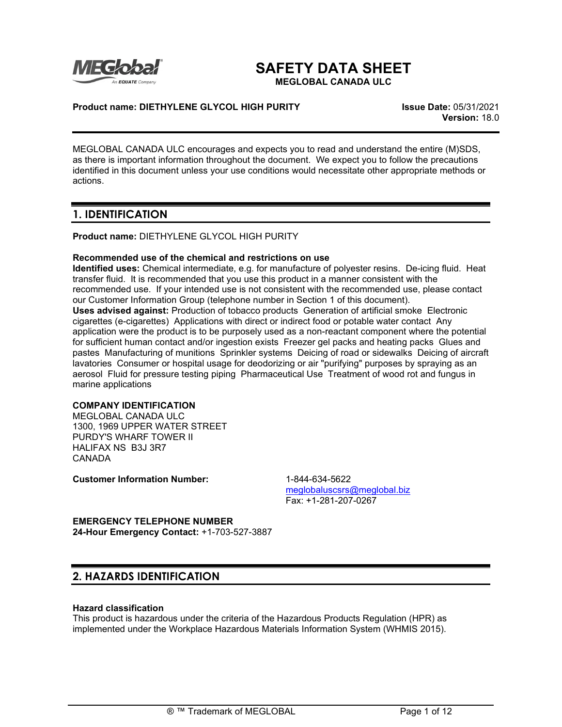# SAFETY DATA SHEET

**MEGLOBAL CANADA ULC**

**Product name: DIETHYLENE GLYCOL HIGH PURITY**

**Issue Date:** 05/31/2021
**Version:** 18.0

MEGLOBAL CANADA ULC encourages and expects you to read and understand the entire (M)SDS, as there is important information throughout the document. We expect you to follow the precautions identified in this document unless your use conditions would necessitate other appropriate methods or actions.

## 1. IDENTIFICATION

**Product name:** DIETHYLENE GLYCOL HIGH PURITY

**Recommended use of the chemical and restrictions on use**

**Identified uses:** Chemical intermediate, e.g. for manufacture of polyester resins. De-icing fluid. Heat transfer fluid. It is recommended that you use this product in a manner consistent with the recommended use. If your intended use is not consistent with the recommended use, please contact our Customer Information Group (telephone number in Section 1 of this document).

**Uses advised against:** Production of tobacco products Generation of artificial smoke Electronic cigarettes (e-cigarettes) Applications with direct or indirect food or potable water contact Any application were the product is to be purposely used as a non-reactant component where the potential for sufficient human contact and/or ingestion exists Freezer gel packs and heating packs Glues and pastes Manufacturing of munitions Sprinkler systems Deicing of road or sidewalks Deicing of aircraft lavatories Consumer or hospital usage for deodorizing or air "purifying" purposes by spraying as an aerosol Fluid for pressure testing piping Pharmaceutical Use Treatment of wood rot and fungus in marine applications

**COMPANY IDENTIFICATION**

MEGLOBAL CANADA ULC
1300, 1969 UPPER WATER STREET
PURDY'S WHARF TOWER II
HALIFAX NS B3J 3R7
CANADA

**Customer Information Number:** 1-844-634-5622
meglobaluscsrs@meglobal.biz
Fax: +1-281-207-0267

**EMERGENCY TELEPHONE NUMBER**

**24-Hour Emergency Contact:** +1-703-527-3887

## 2. HAZARDS IDENTIFICATION

**Hazard classification**

This product is hazardous under the criteria of the Hazardous Products Regulation (HPR) as implemented under the Workplace Hazardous Materials Information System (WHMIS 2015).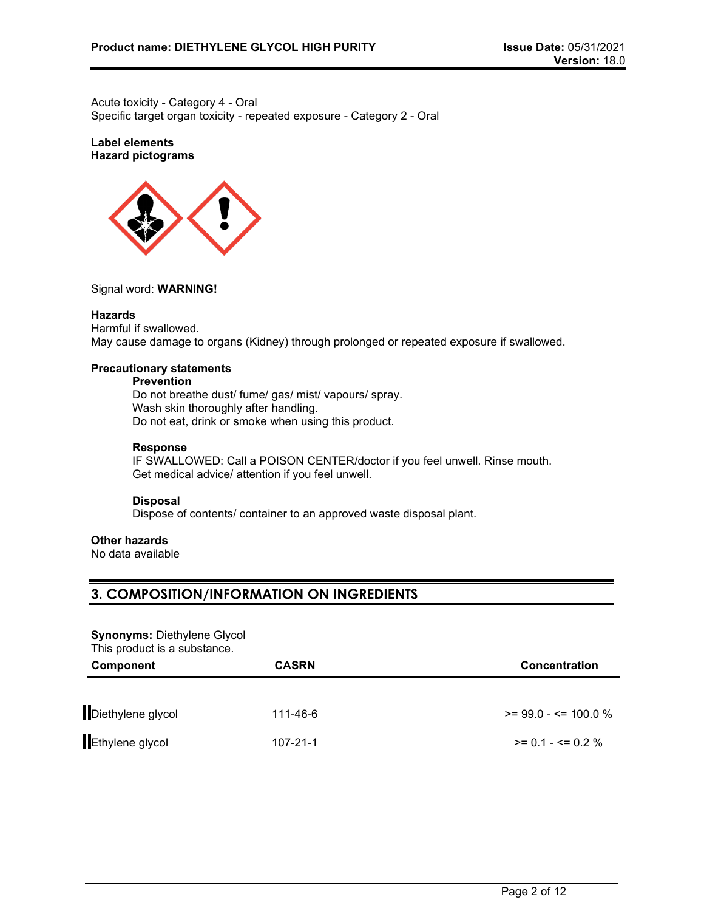Acute toxicity - Category 4 - Oral
Specific target organ toxicity - repeated exposure - Category 2 - Oral

**Label elements**
**Hazard pictograms**

Signal word: **WARNING!**

**Hazards**
Harmful if swallowed.
May cause damage to organs (Kidney) through prolonged or repeated exposure if swallowed.

**Precautionary statements**

**Prevention**
Do not breathe dust/ fume/ gas/ mist/ vapours/ spray.
Wash skin thoroughly after handling.
Do not eat, drink or smoke when using this product.

**Response**
IF SWALLOWED: Call a POISON CENTER/doctor if you feel unwell. Rinse mouth.
Get medical advice/ attention if you feel unwell.

**Disposal**
Dispose of contents/ container to an approved waste disposal plant.

**Other hazards**
No data available

## 3. COMPOSITION/INFORMATION ON INGREDIENTS

**Synonyms:** Diethylene Glycol
This product is a substance.

| Component | CASRN | Concentration |
|---|---|---|
| Diethylene glycol | 111-46-6 | >= 99.0 - <= 100.0 % |
| Ethylene glycol | 107-21-1 | >= 0.1 - <= 0.2 % |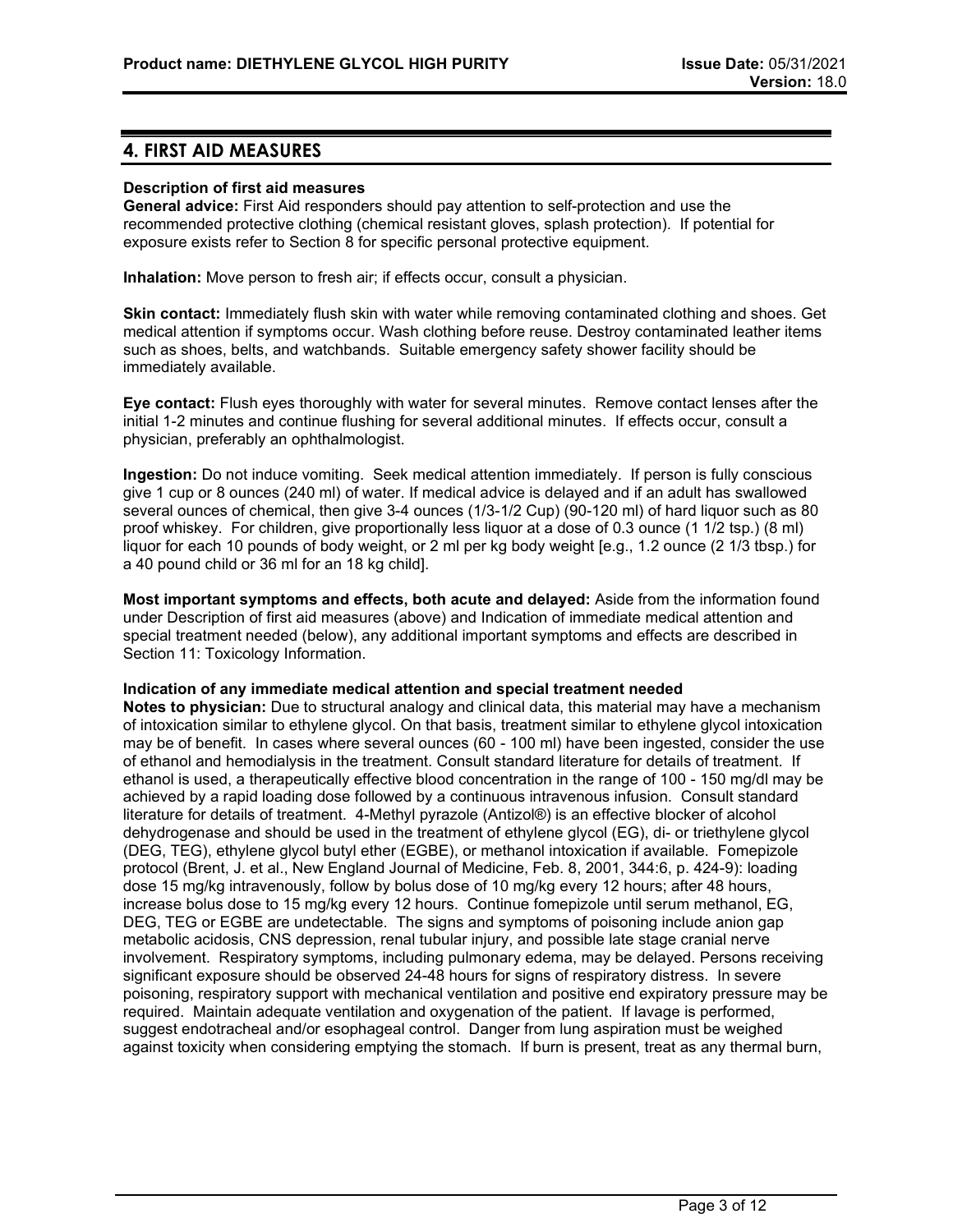## 4. FIRST AID MEASURES

**Description of first aid measures**

**General advice:** First Aid responders should pay attention to self-protection and use the recommended protective clothing (chemical resistant gloves, splash protection). If potential for exposure exists refer to Section 8 for specific personal protective equipment.

**Inhalation:** Move person to fresh air; if effects occur, consult a physician.

**Skin contact:** Immediately flush skin with water while removing contaminated clothing and shoes. Get medical attention if symptoms occur. Wash clothing before reuse. Destroy contaminated leather items such as shoes, belts, and watchbands. Suitable emergency safety shower facility should be immediately available.

**Eye contact:** Flush eyes thoroughly with water for several minutes. Remove contact lenses after the initial 1-2 minutes and continue flushing for several additional minutes. If effects occur, consult a physician, preferably an ophthalmologist.

**Ingestion:** Do not induce vomiting. Seek medical attention immediately. If person is fully conscious give 1 cup or 8 ounces (240 ml) of water. If medical advice is delayed and if an adult has swallowed several ounces of chemical, then give 3-4 ounces (1/3-1/2 Cup) (90-120 ml) of hard liquor such as 80 proof whiskey. For children, give proportionally less liquor at a dose of 0.3 ounce (1 1/2 tsp.) (8 ml) liquor for each 10 pounds of body weight, or 2 ml per kg body weight [e.g., 1.2 ounce (2 1/3 tbsp.) for a 40 pound child or 36 ml for an 18 kg child].

**Most important symptoms and effects, both acute and delayed:** Aside from the information found under Description of first aid measures (above) and Indication of immediate medical attention and special treatment needed (below), any additional important symptoms and effects are described in Section 11: Toxicology Information.

**Indication of any immediate medical attention and special treatment needed**

**Notes to physician:** Due to structural analogy and clinical data, this material may have a mechanism of intoxication similar to ethylene glycol. On that basis, treatment similar to ethylene glycol intoxication may be of benefit. In cases where several ounces (60 - 100 ml) have been ingested, consider the use of ethanol and hemodialysis in the treatment. Consult standard literature for details of treatment. If ethanol is used, a therapeutically effective blood concentration in the range of 100 - 150 mg/dl may be achieved by a rapid loading dose followed by a continuous intravenous infusion. Consult standard literature for details of treatment. 4-Methyl pyrazole (Antizol®) is an effective blocker of alcohol dehydrogenase and should be used in the treatment of ethylene glycol (EG), di- or triethylene glycol (DEG, TEG), ethylene glycol butyl ether (EGBE), or methanol intoxication if available. Fomepizole protocol (Brent, J. et al., New England Journal of Medicine, Feb. 8, 2001, 344:6, p. 424-9): loading dose 15 mg/kg intravenously, follow by bolus dose of 10 mg/kg every 12 hours; after 48 hours, increase bolus dose to 15 mg/kg every 12 hours. Continue fomepizole until serum methanol, EG, DEG, TEG or EGBE are undetectable. The signs and symptoms of poisoning include anion gap metabolic acidosis, CNS depression, renal tubular injury, and possible late stage cranial nerve involvement. Respiratory symptoms, including pulmonary edema, may be delayed. Persons receiving significant exposure should be observed 24-48 hours for signs of respiratory distress. In severe poisoning, respiratory support with mechanical ventilation and positive end expiratory pressure may be required. Maintain adequate ventilation and oxygenation of the patient. If lavage is performed, suggest endotracheal and/or esophageal control. Danger from lung aspiration must be weighed against toxicity when considering emptying the stomach. If burn is present, treat as any thermal burn,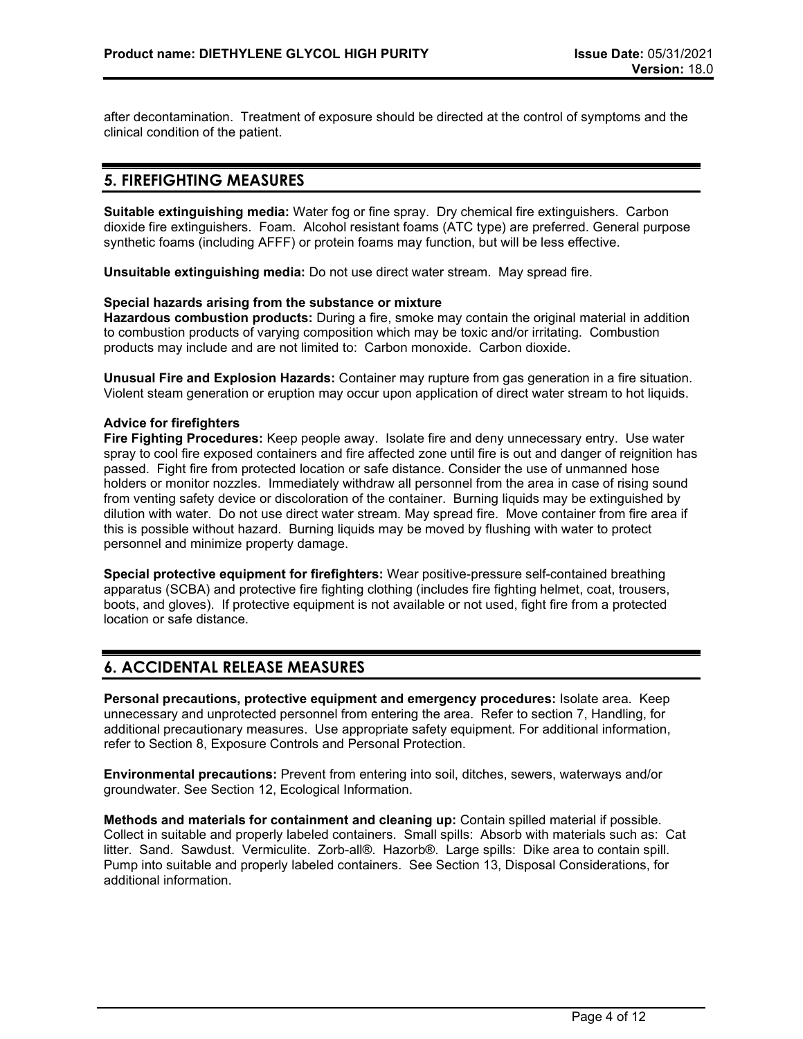after decontamination. Treatment of exposure should be directed at the control of symptoms and the clinical condition of the patient.

## 5. FIREFIGHTING MEASURES

**Suitable extinguishing media:** Water fog or fine spray. Dry chemical fire extinguishers. Carbon dioxide fire extinguishers. Foam. Alcohol resistant foams (ATC type) are preferred. General purpose synthetic foams (including AFFF) or protein foams may function, but will be less effective.

**Unsuitable extinguishing media:** Do not use direct water stream. May spread fire.

**Special hazards arising from the substance or mixture**

**Hazardous combustion products:** During a fire, smoke may contain the original material in addition to combustion products of varying composition which may be toxic and/or irritating. Combustion products may include and are not limited to: Carbon monoxide. Carbon dioxide.

**Unusual Fire and Explosion Hazards:** Container may rupture from gas generation in a fire situation. Violent steam generation or eruption may occur upon application of direct water stream to hot liquids.

**Advice for firefighters**

**Fire Fighting Procedures:** Keep people away. Isolate fire and deny unnecessary entry. Use water spray to cool fire exposed containers and fire affected zone until fire is out and danger of reignition has passed. Fight fire from protected location or safe distance. Consider the use of unmanned hose holders or monitor nozzles. Immediately withdraw all personnel from the area in case of rising sound from venting safety device or discoloration of the container. Burning liquids may be extinguished by dilution with water. Do not use direct water stream. May spread fire. Move container from fire area if this is possible without hazard. Burning liquids may be moved by flushing with water to protect personnel and minimize property damage.

**Special protective equipment for firefighters:** Wear positive-pressure self-contained breathing apparatus (SCBA) and protective fire fighting clothing (includes fire fighting helmet, coat, trousers, boots, and gloves). If protective equipment is not available or not used, fight fire from a protected location or safe distance.

## 6. ACCIDENTAL RELEASE MEASURES

**Personal precautions, protective equipment and emergency procedures:** Isolate area. Keep unnecessary and unprotected personnel from entering the area. Refer to section 7, Handling, for additional precautionary measures. Use appropriate safety equipment. For additional information, refer to Section 8, Exposure Controls and Personal Protection.

**Environmental precautions:** Prevent from entering into soil, ditches, sewers, waterways and/or groundwater. See Section 12, Ecological Information.

**Methods and materials for containment and cleaning up:** Contain spilled material if possible. Collect in suitable and properly labeled containers. Small spills: Absorb with materials such as: Cat litter. Sand. Sawdust. Vermiculite. Zorb-all®. Hazorb®. Large spills: Dike area to contain spill. Pump into suitable and properly labeled containers. See Section 13, Disposal Considerations, for additional information.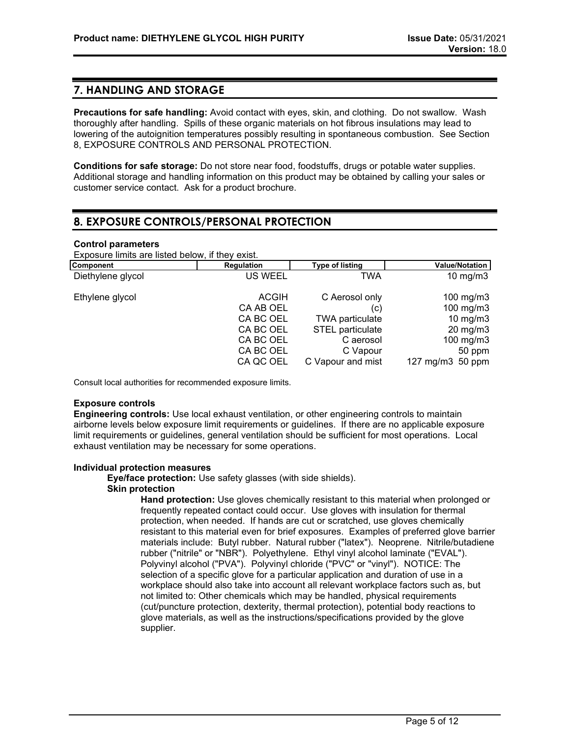## 7. HANDLING AND STORAGE

**Precautions for safe handling:** Avoid contact with eyes, skin, and clothing. Do not swallow. Wash thoroughly after handling. Spills of these organic materials on hot fibrous insulations may lead to lowering of the autoignition temperatures possibly resulting in spontaneous combustion. See Section 8, EXPOSURE CONTROLS AND PERSONAL PROTECTION.

**Conditions for safe storage:** Do not store near food, foodstuffs, drugs or potable water supplies. Additional storage and handling information on this product may be obtained by calling your sales or customer service contact. Ask for a product brochure.

## 8. EXPOSURE CONTROLS/PERSONAL PROTECTION

**Control parameters**

Exposure limits are listed below, if they exist.

| Component | Regulation | Type of listing | Value/Notation |
|---|---|---|---|
| Diethylene glycol | US WEEL | TWA | 10 mg/m3 |
| Ethylene glycol | ACGIH | C Aerosol only | 100 mg/m3 |
| | CA AB OEL | (c) | 100 mg/m3 |
| | CA BC OEL | TWA particulate | 10 mg/m3 |
| | CA BC OEL | STEL particulate | 20 mg/m3 |
| | CA BC OEL | C aerosol | 100 mg/m3 |
| | CA BC OEL | C Vapour | 50 ppm |
| | CA QC OEL | C Vapour and mist | 127 mg/m3 50 ppm |

Consult local authorities for recommended exposure limits.

**Exposure controls**

**Engineering controls:** Use local exhaust ventilation, or other engineering controls to maintain airborne levels below exposure limit requirements or guidelines. If there are no applicable exposure limit requirements or guidelines, general ventilation should be sufficient for most operations. Local exhaust ventilation may be necessary for some operations.

**Individual protection measures**

**Eye/face protection:** Use safety glasses (with side shields).

**Skin protection**

**Hand protection:** Use gloves chemically resistant to this material when prolonged or frequently repeated contact could occur. Use gloves with insulation for thermal protection, when needed. If hands are cut or scratched, use gloves chemically resistant to this material even for brief exposures. Examples of preferred glove barrier materials include: Butyl rubber. Natural rubber ("latex"). Neoprene. Nitrile/butadiene rubber ("nitrile" or "NBR"). Polyethylene. Ethyl vinyl alcohol laminate ("EVAL"). Polyvinyl alcohol ("PVA"). Polyvinyl chloride ("PVC" or "vinyl"). NOTICE: The selection of a specific glove for a particular application and duration of use in a workplace should also take into account all relevant workplace factors such as, but not limited to: Other chemicals which may be handled, physical requirements (cut/puncture protection, dexterity, thermal protection), potential body reactions to glove materials, as well as the instructions/specifications provided by the glove supplier.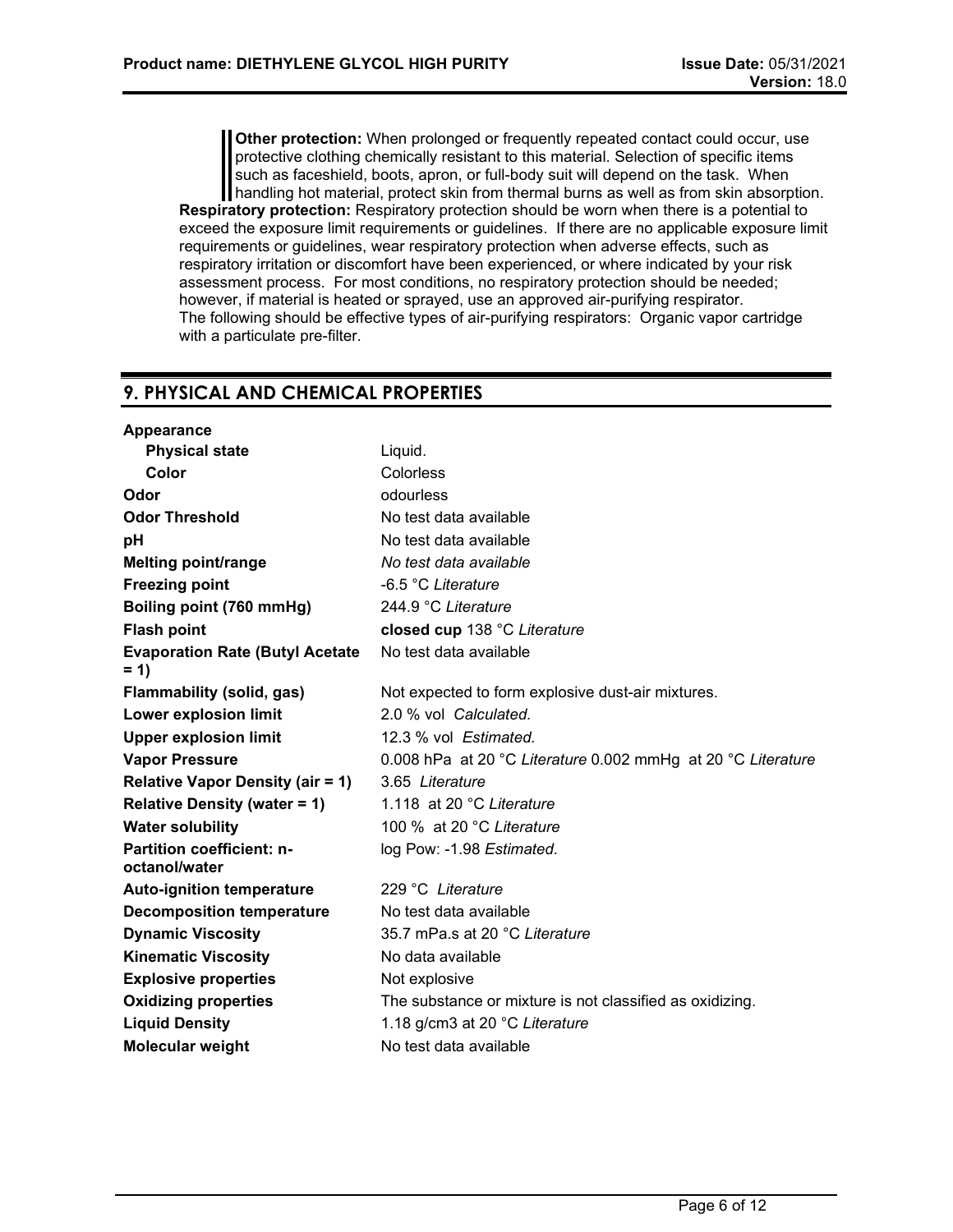**Other protection:** When prolonged or frequently repeated contact could occur, use protective clothing chemically resistant to this material. Selection of specific items such as faceshield, boots, apron, or full-body suit will depend on the task. When handling hot material, protect skin from thermal burns as well as from skin absorption.

**Respiratory protection:** Respiratory protection should be worn when there is a potential to exceed the exposure limit requirements or guidelines. If there are no applicable exposure limit requirements or guidelines, wear respiratory protection when adverse effects, such as respiratory irritation or discomfort have been experienced, or where indicated by your risk assessment process. For most conditions, no respiratory protection should be needed; however, if material is heated or sprayed, use an approved air-purifying respirator.
The following should be effective types of air-purifying respirators: Organic vapor cartridge with a particulate pre-filter.

## 9. PHYSICAL AND CHEMICAL PROPERTIES

| | |
|---|---|
| **Appearance** | |
| **Physical state** | Liquid. |
| **Color** | Colorless |
| **Odor** | odourless |
| **Odor Threshold** | No test data available |
| **pH** | No test data available |
| **Melting point/range** | *No test data available* |
| **Freezing point** | -6.5 °C *Literature* |
| **Boiling point (760 mmHg)** | 244.9 °C *Literature* |
| **Flash point** | **closed cup** 138 °C *Literature* |
| **Evaporation Rate (Butyl Acetate = 1)** | No test data available |
| **Flammability (solid, gas)** | Not expected to form explosive dust-air mixtures. |
| **Lower explosion limit** | 2.0 % vol *Calculated.* |
| **Upper explosion limit** | 12.3 % vol *Estimated.* |
| **Vapor Pressure** | 0.008 hPa at 20 °C *Literature* 0.002 mmHg at 20 °C *Literature* |
| **Relative Vapor Density (air = 1)** | 3.65 *Literature* |
| **Relative Density (water = 1)** | 1.118 at 20 °C *Literature* |
| **Water solubility** | 100 % at 20 °C *Literature* |
| **Partition coefficient: n-octanol/water** | log Pow: -1.98 *Estimated.* |
| **Auto-ignition temperature** | 229 °C *Literature* |
| **Decomposition temperature** | No test data available |
| **Dynamic Viscosity** | 35.7 mPa.s at 20 °C *Literature* |
| **Kinematic Viscosity** | No data available |
| **Explosive properties** | Not explosive |
| **Oxidizing properties** | The substance or mixture is not classified as oxidizing. |
| **Liquid Density** | 1.18 g/cm3 at 20 °C *Literature* |
| **Molecular weight** | No test data available |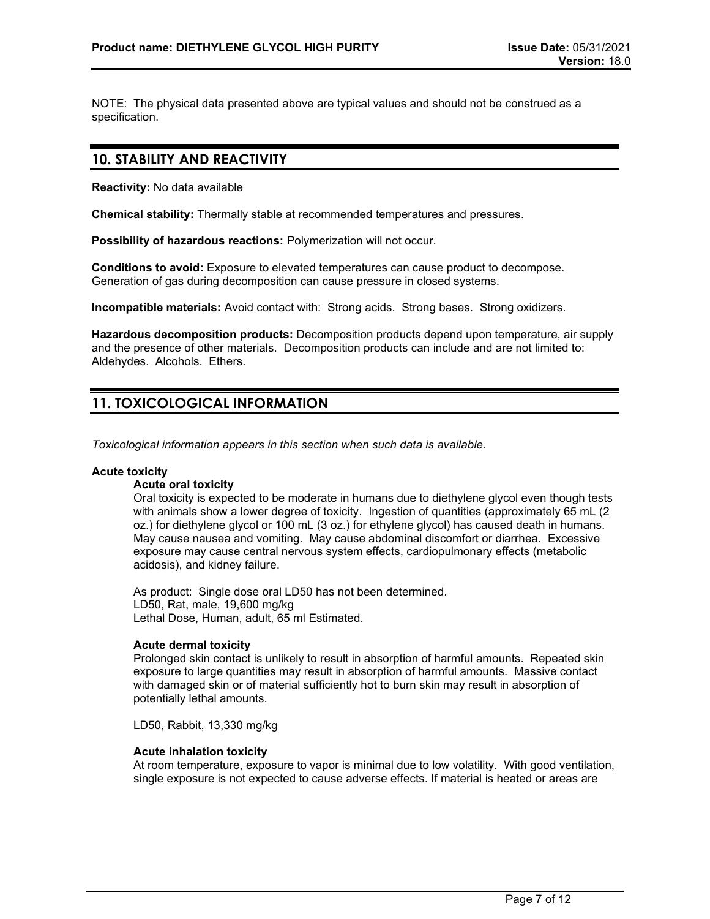NOTE: The physical data presented above are typical values and should not be construed as a specification.

## 10. STABILITY AND REACTIVITY

**Reactivity:** No data available

**Chemical stability:** Thermally stable at recommended temperatures and pressures.

**Possibility of hazardous reactions:** Polymerization will not occur.

**Conditions to avoid:** Exposure to elevated temperatures can cause product to decompose. Generation of gas during decomposition can cause pressure in closed systems.

**Incompatible materials:** Avoid contact with: Strong acids. Strong bases. Strong oxidizers.

**Hazardous decomposition products:** Decomposition products depend upon temperature, air supply and the presence of other materials. Decomposition products can include and are not limited to: Aldehydes. Alcohols. Ethers.

## 11. TOXICOLOGICAL INFORMATION

*Toxicological information appears in this section when such data is available.*

**Acute toxicity**

**Acute oral toxicity**

Oral toxicity is expected to be moderate in humans due to diethylene glycol even though tests with animals show a lower degree of toxicity. Ingestion of quantities (approximately 65 mL (2 oz.) for diethylene glycol or 100 mL (3 oz.) for ethylene glycol) has caused death in humans. May cause nausea and vomiting. May cause abdominal discomfort or diarrhea. Excessive exposure may cause central nervous system effects, cardiopulmonary effects (metabolic acidosis), and kidney failure.

As product: Single dose oral LD50 has not been determined.
LD50, Rat, male, 19,600 mg/kg
Lethal Dose, Human, adult, 65 ml Estimated.

**Acute dermal toxicity**

Prolonged skin contact is unlikely to result in absorption of harmful amounts. Repeated skin exposure to large quantities may result in absorption of harmful amounts. Massive contact with damaged skin or of material sufficiently hot to burn skin may result in absorption of potentially lethal amounts.

LD50, Rabbit, 13,330 mg/kg

**Acute inhalation toxicity**

At room temperature, exposure to vapor is minimal due to low volatility. With good ventilation, single exposure is not expected to cause adverse effects. If material is heated or areas are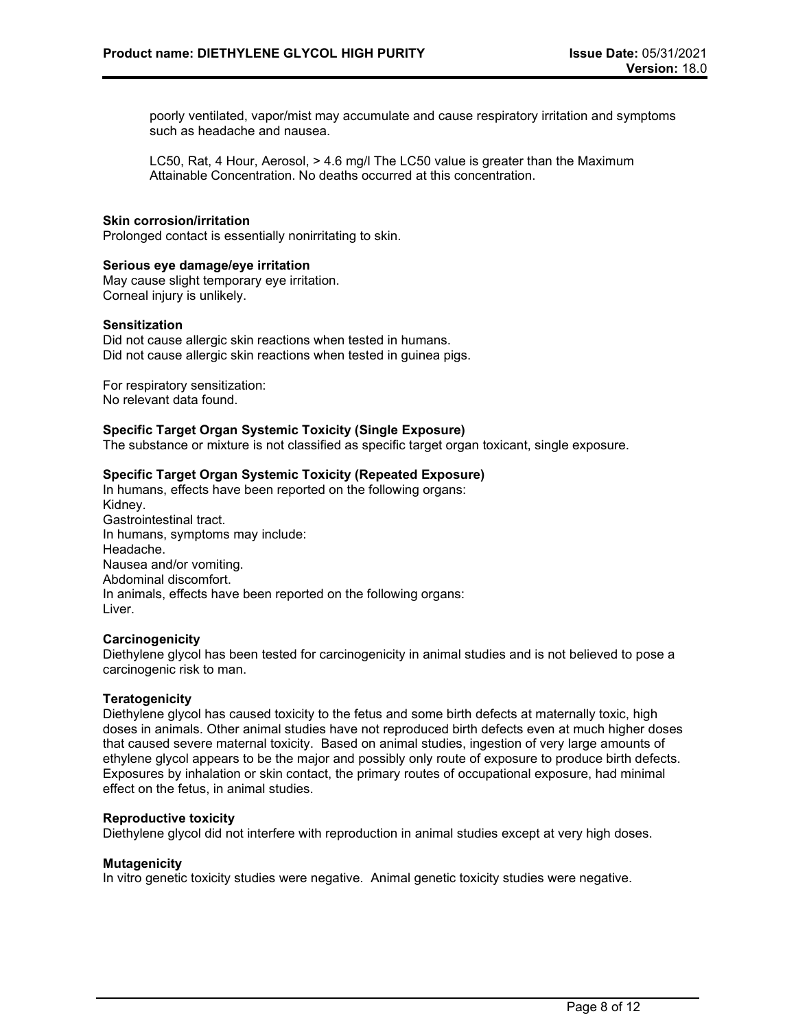poorly ventilated, vapor/mist may accumulate and cause respiratory irritation and symptoms such as headache and nausea.

LC50, Rat, 4 Hour, Aerosol, > 4.6 mg/l The LC50 value is greater than the Maximum Attainable Concentration. No deaths occurred at this concentration.

**Skin corrosion/irritation**
Prolonged contact is essentially nonirritating to skin.

**Serious eye damage/eye irritation**
May cause slight temporary eye irritation.
Corneal injury is unlikely.

**Sensitization**
Did not cause allergic skin reactions when tested in humans.
Did not cause allergic skin reactions when tested in guinea pigs.

For respiratory sensitization:
No relevant data found.

**Specific Target Organ Systemic Toxicity (Single Exposure)**
The substance or mixture is not classified as specific target organ toxicant, single exposure.

**Specific Target Organ Systemic Toxicity (Repeated Exposure)**
In humans, effects have been reported on the following organs:
Kidney.
Gastrointestinal tract.
In humans, symptoms may include:
Headache.
Nausea and/or vomiting.
Abdominal discomfort.
In animals, effects have been reported on the following organs:
Liver.

**Carcinogenicity**
Diethylene glycol has been tested for carcinogenicity in animal studies and is not believed to pose a carcinogenic risk to man.

**Teratogenicity**
Diethylene glycol has caused toxicity to the fetus and some birth defects at maternally toxic, high doses in animals. Other animal studies have not reproduced birth defects even at much higher doses that caused severe maternal toxicity. Based on animal studies, ingestion of very large amounts of ethylene glycol appears to be the major and possibly only route of exposure to produce birth defects. Exposures by inhalation or skin contact, the primary routes of occupational exposure, had minimal effect on the fetus, in animal studies.

**Reproductive toxicity**
Diethylene glycol did not interfere with reproduction in animal studies except at very high doses.

**Mutagenicity**
In vitro genetic toxicity studies were negative. Animal genetic toxicity studies were negative.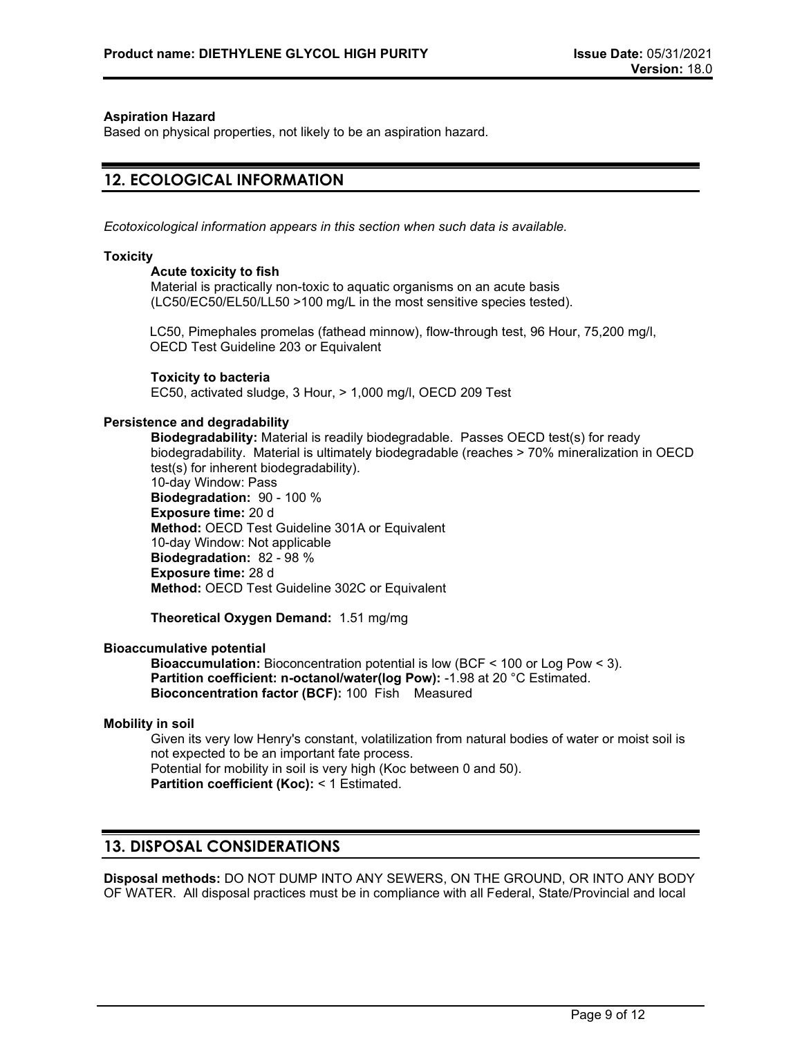**Aspiration Hazard**
Based on physical properties, not likely to be an aspiration hazard.

## 12. ECOLOGICAL INFORMATION

*Ecotoxicological information appears in this section when such data is available.*

**Toxicity**

**Acute toxicity to fish**
Material is practically non-toxic to aquatic organisms on an acute basis (LC50/EC50/EL50/LL50 >100 mg/L in the most sensitive species tested).

LC50, Pimephales promelas (fathead minnow), flow-through test, 96 Hour, 75,200 mg/l, OECD Test Guideline 203 or Equivalent

**Toxicity to bacteria**
EC50, activated sludge, 3 Hour, > 1,000 mg/l, OECD 209 Test

**Persistence and degradability**

**Biodegradability:** Material is readily biodegradable. Passes OECD test(s) for ready biodegradability. Material is ultimately biodegradable (reaches > 70% mineralization in OECD test(s) for inherent biodegradability).
10-day Window: Pass
**Biodegradation:** 90 - 100 %
**Exposure time:** 20 d
**Method:** OECD Test Guideline 301A or Equivalent
10-day Window: Not applicable
**Biodegradation:** 82 - 98 %
**Exposure time:** 28 d
**Method:** OECD Test Guideline 302C or Equivalent

**Theoretical Oxygen Demand:** 1.51 mg/mg

**Bioaccumulative potential**

**Bioaccumulation:** Bioconcentration potential is low (BCF < 100 or Log Pow < 3).
**Partition coefficient: n-octanol/water(log Pow):** -1.98 at 20 °C Estimated.
**Bioconcentration factor (BCF):** 100 Fish Measured

**Mobility in soil**

Given its very low Henry's constant, volatilization from natural bodies of water or moist soil is not expected to be an important fate process.
Potential for mobility in soil is very high (Koc between 0 and 50).
**Partition coefficient (Koc):** < 1 Estimated.

## 13. DISPOSAL CONSIDERATIONS

**Disposal methods:** DO NOT DUMP INTO ANY SEWERS, ON THE GROUND, OR INTO ANY BODY OF WATER. All disposal practices must be in compliance with all Federal, State/Provincial and local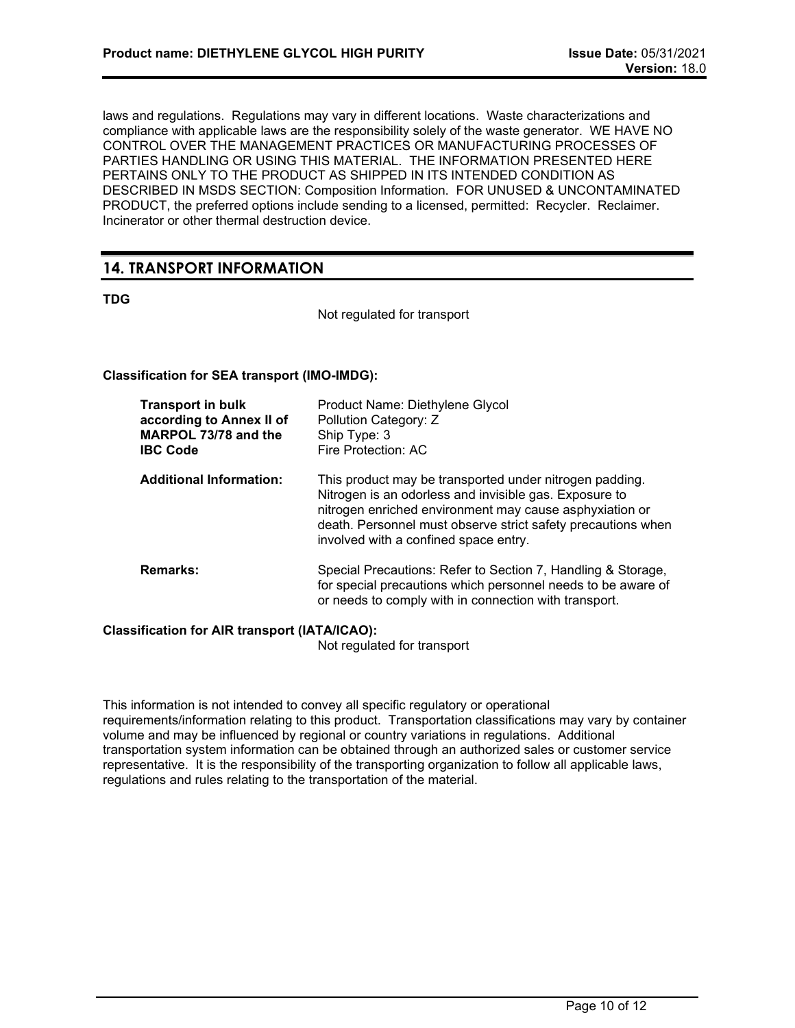laws and regulations. Regulations may vary in different locations. Waste characterizations and compliance with applicable laws are the responsibility solely of the waste generator. WE HAVE NO CONTROL OVER THE MANAGEMENT PRACTICES OR MANUFACTURING PROCESSES OF PARTIES HANDLING OR USING THIS MATERIAL. THE INFORMATION PRESENTED HERE PERTAINS ONLY TO THE PRODUCT AS SHIPPED IN ITS INTENDED CONDITION AS DESCRIBED IN MSDS SECTION: Composition Information. FOR UNUSED & UNCONTAMINATED PRODUCT, the preferred options include sending to a licensed, permitted: Recycler. Reclaimer. Incinerator or other thermal destruction device.

## 14. TRANSPORT INFORMATION

**TDG**

Not regulated for transport

**Classification for SEA transport (IMO-IMDG):**

| | |
|---|---|
| **Transport in bulk according to Annex II of MARPOL 73/78 and the IBC Code** | Product Name: Diethylene Glycol<br>Pollution Category: Z<br>Ship Type: 3<br>Fire Protection: AC |
| **Additional Information:** | This product may be transported under nitrogen padding. Nitrogen is an odorless and invisible gas. Exposure to nitrogen enriched environment may cause asphyxiation or death. Personnel must observe strict safety precautions when involved with a confined space entry. |
| **Remarks:** | Special Precautions: Refer to Section 7, Handling & Storage, for special precautions which personnel needs to be aware of or needs to comply with in connection with transport. |

**Classification for AIR transport (IATA/ICAO):**

Not regulated for transport

This information is not intended to convey all specific regulatory or operational requirements/information relating to this product. Transportation classifications may vary by container volume and may be influenced by regional or country variations in regulations. Additional transportation system information can be obtained through an authorized sales or customer service representative. It is the responsibility of the transporting organization to follow all applicable laws, regulations and rules relating to the transportation of the material.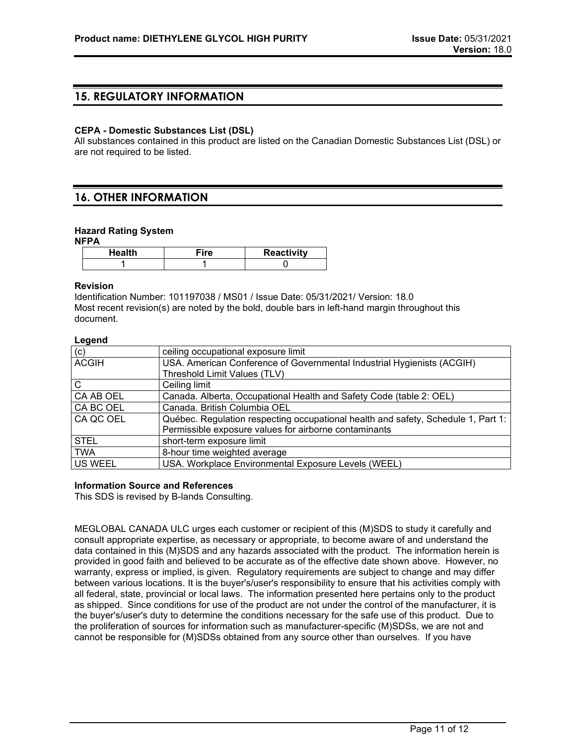## 15. REGULATORY INFORMATION

**CEPA - Domestic Substances List (DSL)**
All substances contained in this product are listed on the Canadian Domestic Substances List (DSL) or are not required to be listed.

## 16. OTHER INFORMATION

**Hazard Rating System**
**NFPA**

| Health | Fire | Reactivity |
|---|---|---|
| 1 | 1 | 0 |

**Revision**
Identification Number: 101197038 / MS01 / Issue Date: 05/31/2021/ Version: 18.0
Most recent revision(s) are noted by the bold, double bars in left-hand margin throughout this document.

**Legend**

| | |
|---|---|
| (c) | ceiling occupational exposure limit |
| ACGIH | USA. American Conference of Governmental Industrial Hygienists (ACGIH) Threshold Limit Values (TLV) |
| C | Ceiling limit |
| CA AB OEL | Canada. Alberta, Occupational Health and Safety Code (table 2: OEL) |
| CA BC OEL | Canada. British Columbia OEL |
| CA QC OEL | Québec. Regulation respecting occupational health and safety, Schedule 1, Part 1: Permissible exposure values for airborne contaminants |
| STEL | short-term exposure limit |
| TWA | 8-hour time weighted average |
| US WEEL | USA. Workplace Environmental Exposure Levels (WEEL) |

**Information Source and References**
This SDS is revised by B-lands Consulting.

MEGLOBAL CANADA ULC urges each customer or recipient of this (M)SDS to study it carefully and consult appropriate expertise, as necessary or appropriate, to become aware of and understand the data contained in this (M)SDS and any hazards associated with the product. The information herein is provided in good faith and believed to be accurate as of the effective date shown above. However, no warranty, express or implied, is given. Regulatory requirements are subject to change and may differ between various locations. It is the buyer's/user's responsibility to ensure that his activities comply with all federal, state, provincial or local laws. The information presented here pertains only to the product as shipped. Since conditions for use of the product are not under the control of the manufacturer, it is the buyer's/user's duty to determine the conditions necessary for the safe use of this product. Due to the proliferation of sources for information such as manufacturer-specific (M)SDSs, we are not and cannot be responsible for (M)SDSs obtained from any source other than ourselves. If you have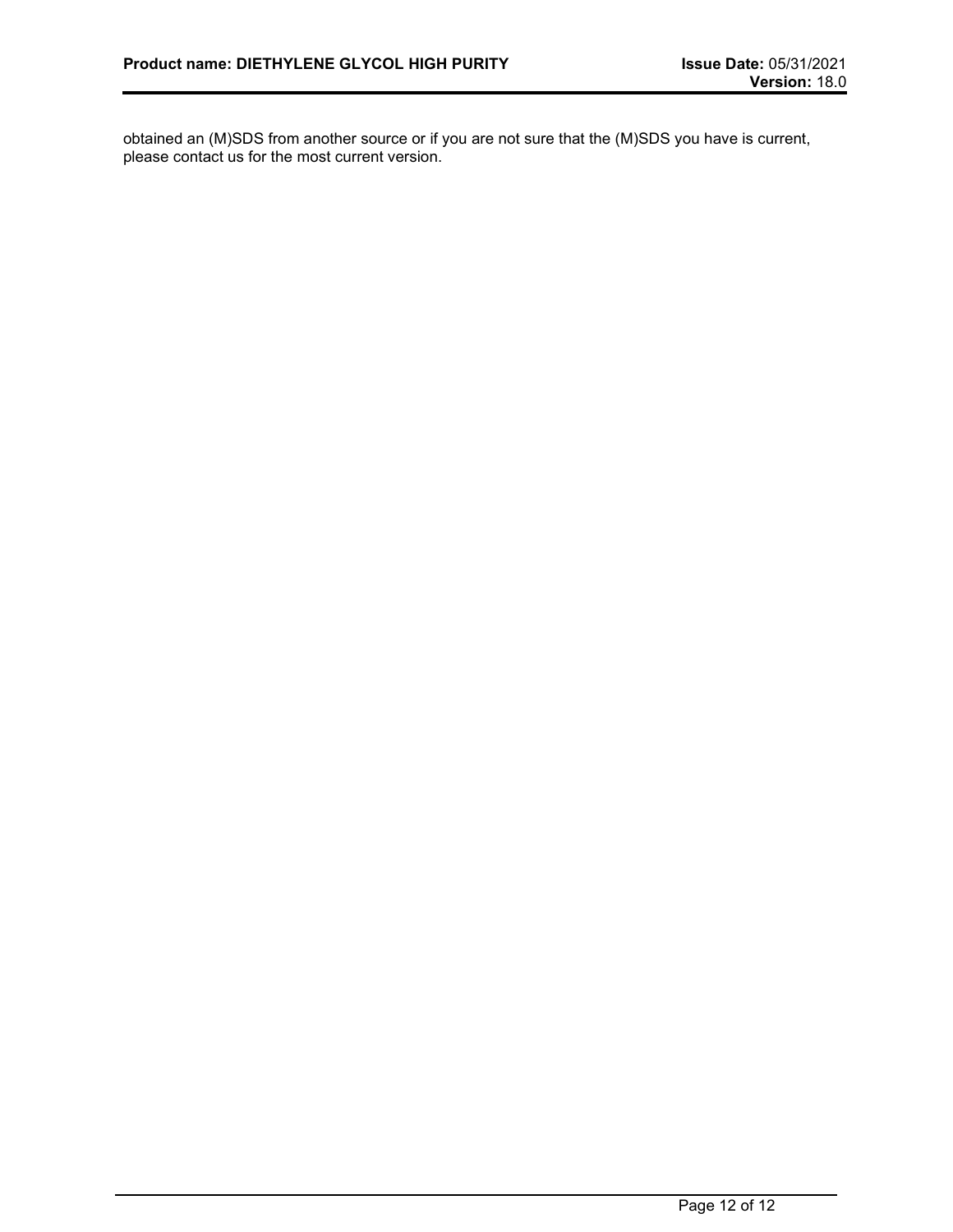obtained an (M)SDS from another source or if you are not sure that the (M)SDS you have is current, please contact us for the most current version.